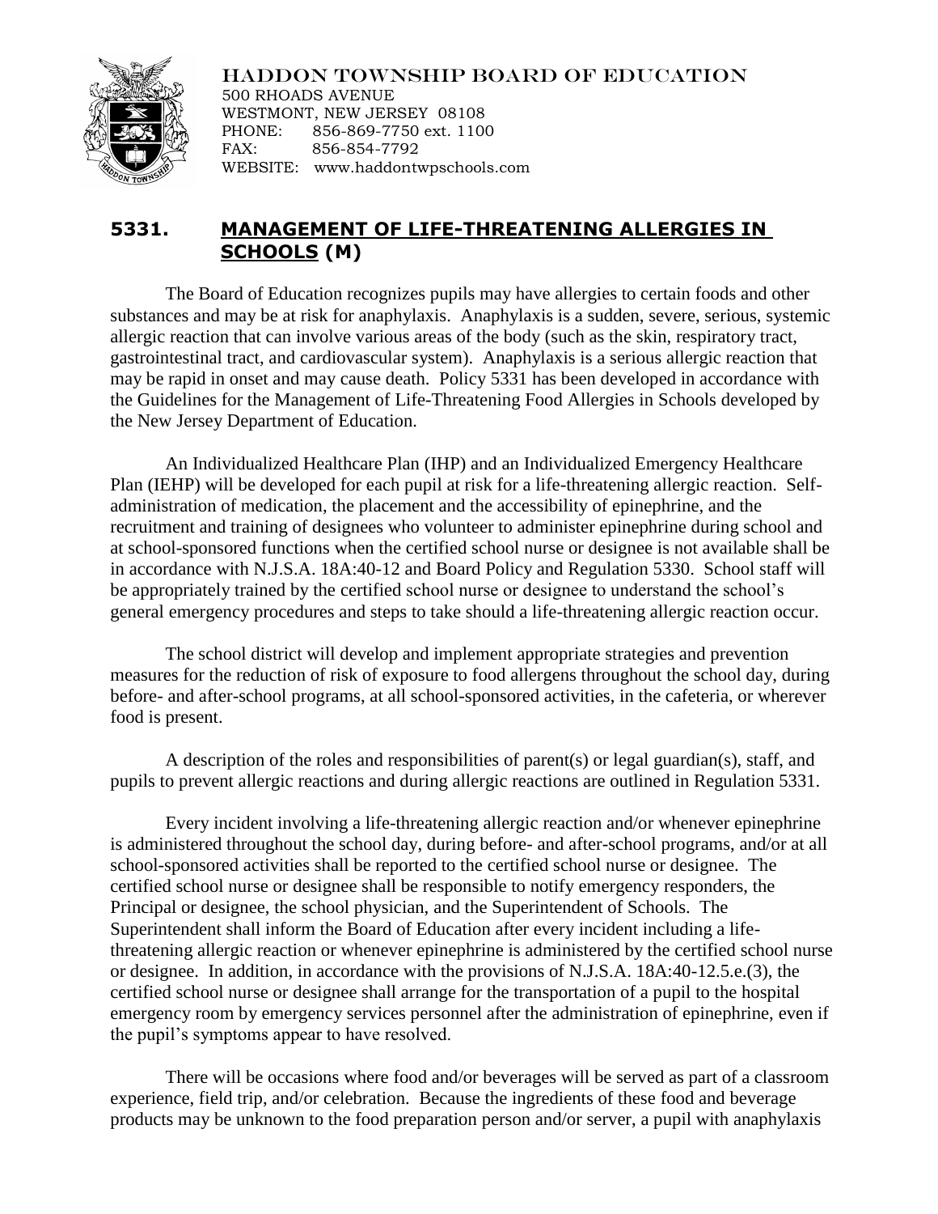HADDON TOWNSHIP BOARD OF EDUCATION
500 RHOADS AVENUE
WESTMONT, NEW JERSEY 08108
PHONE: 856-869-7750 ext. 1100
FAX: 856-854-7792
WEBSITE: www.haddontwpschools.com

## 5331. MANAGEMENT OF LIFE-THREATENING ALLERGIES IN SCHOOLS (M)

The Board of Education recognizes pupils may have allergies to certain foods and other substances and may be at risk for anaphylaxis. Anaphylaxis is a sudden, severe, serious, systemic allergic reaction that can involve various areas of the body (such as the skin, respiratory tract, gastrointestinal tract, and cardiovascular system). Anaphylaxis is a serious allergic reaction that may be rapid in onset and may cause death. Policy 5331 has been developed in accordance with the Guidelines for the Management of Life-Threatening Food Allergies in Schools developed by the New Jersey Department of Education.

An Individualized Healthcare Plan (IHP) and an Individualized Emergency Healthcare Plan (IEHP) will be developed for each pupil at risk for a life-threatening allergic reaction. Self-administration of medication, the placement and the accessibility of epinephrine, and the recruitment and training of designees who volunteer to administer epinephrine during school and at school-sponsored functions when the certified school nurse or designee is not available shall be in accordance with N.J.S.A. 18A:40-12 and Board Policy and Regulation 5330. School staff will be appropriately trained by the certified school nurse or designee to understand the school's general emergency procedures and steps to take should a life-threatening allergic reaction occur.

The school district will develop and implement appropriate strategies and prevention measures for the reduction of risk of exposure to food allergens throughout the school day, during before- and after-school programs, at all school-sponsored activities, in the cafeteria, or wherever food is present.

A description of the roles and responsibilities of parent(s) or legal guardian(s), staff, and pupils to prevent allergic reactions and during allergic reactions are outlined in Regulation 5331.

Every incident involving a life-threatening allergic reaction and/or whenever epinephrine is administered throughout the school day, during before- and after-school programs, and/or at all school-sponsored activities shall be reported to the certified school nurse or designee. The certified school nurse or designee shall be responsible to notify emergency responders, the Principal or designee, the school physician, and the Superintendent of Schools. The Superintendent shall inform the Board of Education after every incident including a life-threatening allergic reaction or whenever epinephrine is administered by the certified school nurse or designee. In addition, in accordance with the provisions of N.J.S.A. 18A:40-12.5.e.(3), the certified school nurse or designee shall arrange for the transportation of a pupil to the hospital emergency room by emergency services personnel after the administration of epinephrine, even if the pupil's symptoms appear to have resolved.

There will be occasions where food and/or beverages will be served as part of a classroom experience, field trip, and/or celebration. Because the ingredients of these food and beverage products may be unknown to the food preparation person and/or server, a pupil with anaphylaxis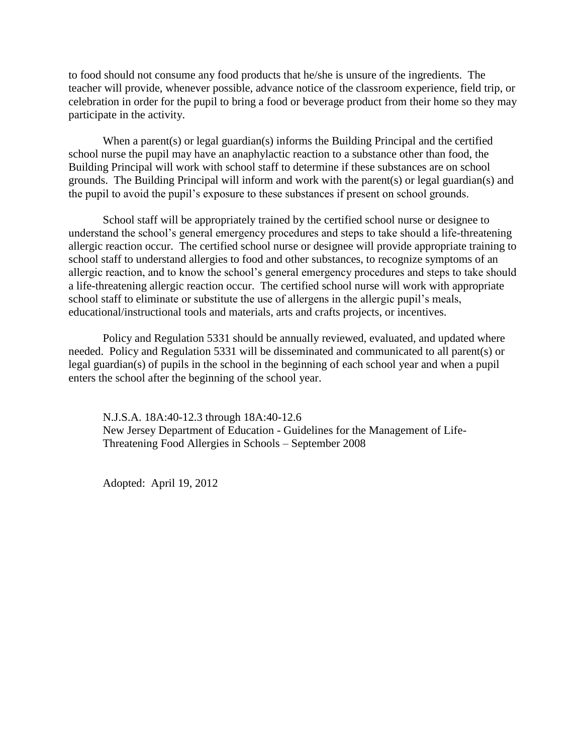to food should not consume any food products that he/she is unsure of the ingredients. The teacher will provide, whenever possible, advance notice of the classroom experience, field trip, or celebration in order for the pupil to bring a food or beverage product from their home so they may participate in the activity.

When a parent(s) or legal guardian(s) informs the Building Principal and the certified school nurse the pupil may have an anaphylactic reaction to a substance other than food, the Building Principal will work with school staff to determine if these substances are on school grounds. The Building Principal will inform and work with the parent(s) or legal guardian(s) and the pupil to avoid the pupil's exposure to these substances if present on school grounds.

School staff will be appropriately trained by the certified school nurse or designee to understand the school's general emergency procedures and steps to take should a life-threatening allergic reaction occur. The certified school nurse or designee will provide appropriate training to school staff to understand allergies to food and other substances, to recognize symptoms of an allergic reaction, and to know the school's general emergency procedures and steps to take should a life-threatening allergic reaction occur. The certified school nurse will work with appropriate school staff to eliminate or substitute the use of allergens in the allergic pupil's meals, educational/instructional tools and materials, arts and crafts projects, or incentives.

Policy and Regulation 5331 should be annually reviewed, evaluated, and updated where needed. Policy and Regulation 5331 will be disseminated and communicated to all parent(s) or legal guardian(s) of pupils in the school in the beginning of each school year and when a pupil enters the school after the beginning of the school year.

N.J.S.A. 18A:40-12.3 through 18A:40-12.6
New Jersey Department of Education - Guidelines for the Management of Life-Threatening Food Allergies in Schools – September 2008

Adopted: April 19, 2012